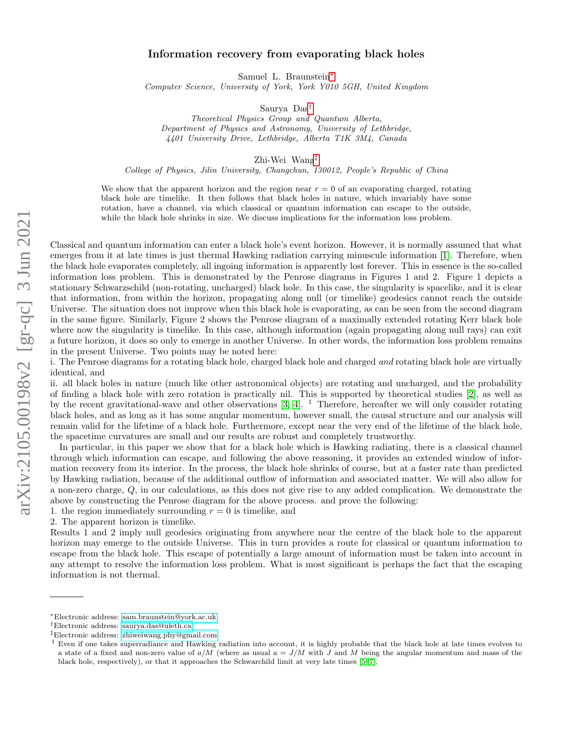# Information recovery from evaporating black holes

Samuel L. Braunstein[*]

*Computer Science, University of York, York Y010 5GH, United Kingdom*

Saurya Das[†]

*Theoretical Physics Group and Quantum Alberta,*
*Department of Physics and Astronomy, University of Lethbridge,*
*4401 University Drive, Lethbridge, Alberta T1K 3M4, Canada*

Zhi-Wei Wang[‡]

*College of Physics, Jilin University, Changchun, 130012, People's Republic of China*

We show that the apparent horizon and the region near $r = 0$ of an evaporating charged, rotating black hole are timelike. It then follows that black holes in nature, which invariably have some rotation, have a channel, via which classical or quantum information can escape to the outside, while the black hole shrinks in size. We discuss implications for the information loss problem.

Classical and quantum information can enter a black hole's event horizon. However, it is normally assumed that what emerges from it at late times is just thermal Hawking radiation carrying minuscule information [1]. Therefore, when the black hole evaporates completely, all ingoing information is apparently lost forever. This in essence is the so-called information loss problem. This is demonstrated by the Penrose diagrams in Figures 1 and 2. Figure 1 depicts a stationary Schwarzschild (non-rotating, uncharged) black hole. In this case, the singularity is spacelike, and it is clear that information, from within the horizon, propagating along null (or timelike) geodesics cannot reach the outside Universe. The situation does not improve when this black hole is evaporating, as can be seen from the second diagram in the same figure. Similarly, Figure 2 shows the Penrose diagram of a maximally extended rotating Kerr black hole where now the singularity is timelike. In this case, although information (again propagating along null rays) can exit a future horizon, it does so only to emerge in another Universe. In other words, the information loss problem remains in the present Universe. Two points may be noted here:

i. The Penrose diagrams for a rotating black hole, charged black hole and charged *and* rotating black hole are virtually identical, and

ii. all black holes in nature (much like other astronomical objects) are rotating and uncharged, and the probability of finding a black hole with zero rotation is practically nil. This is supported by theoretical studies [2], as well as by the recent gravitational-wave and other observations [3, 4]. [1] Therefore, hereafter we will only consider rotating black holes, and as long as it has some angular momentum, however small, the causal structure and our analysis will remain valid for the lifetime of a black hole. Furthermore, except near the very end of the lifetime of the black hole, the spacetime curvatures are small and our results are robust and completely trustworthy.

In particular, in this paper we show that for a black hole which is Hawking radiating, there is a classical channel through which information can escape, and following the above reasoning, it provides an extended window of information recovery from its interior. In the process, the black hole shrinks of course, but at a faster rate than predicted by Hawking radiation, because of the additional outflow of information and associated matter. We will also allow for a non-zero charge, $Q$, in our calculations, as this does not give rise to any added complication. We demonstrate the above by constructing the Penrose diagram for the above process. and prove the following:

1. the region immediately surrounding $r = 0$ is timelike, and
2. The apparent horizon is timelike.

Results 1 and 2 imply null geodesics originating from anywhere near the centre of the black hole to the apparent horizon may emerge to the outside Universe. This in turn provides a route for classical or quantum information to escape from the black hole. This escape of potentially a large amount of information must be taken into account in any attempt to resolve the information loss problem. What is most significant is perhaps the fact that the escaping information is not thermal.

---

[*] Electronic address: sam.braunstein@york.ac.uk
[†] Electronic address: saurya.das@uleth.ca
[‡] Electronic address: zhiweiwang.phy@gmail.com
[1] Even if one takes superradiance and Hawking radiation into account, it is highly probable that the black hole at late times evolves to a state of a fixed and non-zero value of $a/M$ (where as usual $a = J/M$ with $J$ and $M$ being the angular momentum and mass of the black hole, respectively), or that it approaches the Schwarchild limit at very late times [5–7].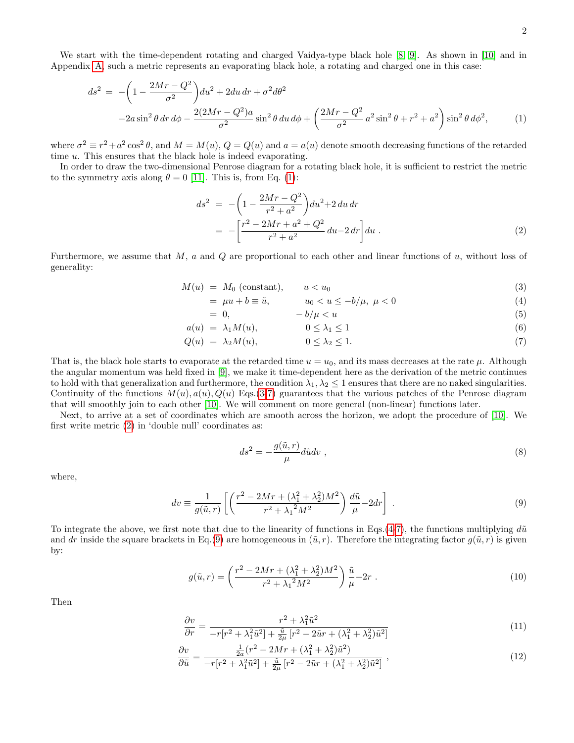We start with the time-dependent rotating and charged Vaidya-type black hole [8, 9]. As shown in [10] and in Appendix A, such a metric represents an evaporating black hole, a rotating and charged one in this case:

$$
\begin{aligned}
ds^2 \;=\; & -\left(1-\frac{2Mr-Q^2}{\sigma^2}\right)du^2 + 2du\,dr + \sigma^2 d\theta^2 \\
& -2a\sin^2\theta\,dr\,d\phi - \frac{2(2Mr-Q^2)a}{\sigma^2}\sin^2\theta\,du\,d\phi + \left(\frac{2Mr-Q^2}{\sigma^2}\,a^2\sin^2\theta + r^2 + a^2\right)\sin^2\theta\,d\phi^2, \qquad (1)
\end{aligned}
$$

where $\sigma^2 \equiv r^2 + a^2\cos^2\theta$, and $M = M(u)$, $Q = Q(u)$ and $a = a(u)$ denote smooth decreasing functions of the retarded time $u$. This ensures that the black hole is indeed evaporating.

In order to draw the two-dimensional Penrose diagram for a rotating black hole, it is sufficient to restrict the metric to the symmetry axis along $\theta = 0$ [11]. This is, from Eq. (1):

$$
\begin{aligned}
ds^2 \;&=\; -\left(1-\frac{2Mr-Q^2}{r^2+a^2}\right)du^2 + 2\,du\,dr \\
&=\; -\left[\frac{r^2-2Mr+a^2+Q^2}{r^2+a^2}\,du - 2\,dr\right]du\;. \qquad (2)
\end{aligned}
$$

Furthermore, we assume that $M$, $a$ and $Q$ are proportional to each other and linear functions of $u$, without loss of generality:

$$
\begin{aligned}
M(u) \;&=\; M_0 \text{ (constant)}, \qquad u < u_0 \qquad (3)\\
&=\; \mu u + b \equiv \tilde{u}, \qquad u_0 < u \le -b/\mu,\ \mu < 0 \qquad (4)\\
&=\; 0, \qquad -b/\mu < u \qquad (5)\\
a(u) \;&=\; \lambda_1 M(u), \qquad 0 \le \lambda_1 \le 1 \qquad (6)\\
Q(u) \;&=\; \lambda_2 M(u), \qquad 0 \le \lambda_2 \le 1. \qquad (7)
\end{aligned}
$$

That is, the black hole starts to evaporate at the retarded time $u = u_0$, and its mass decreases at the rate $\mu$. Although the angular momentum was held fixed in [9], we make it time-dependent here as the derivation of the metric continues to hold with that generalization and furthermore, the condition $\lambda_1, \lambda_2 \le 1$ ensures that there are no naked singularities. Continuity of the functions $M(u), a(u), Q(u)$ Eqs.(3-7) guarantees that the various patches of the Penrose diagram that will smoothly join to each other [10]. We will comment on more general (non-linear) functions later.

Next, to arrive at a set of coordinates which are smooth across the horizon, we adopt the procedure of [10]. We first write metric (2) in 'double null' coordinates as:

$$
ds^2 = -\frac{g(\tilde{u},r)}{\mu}d\tilde{u}dv\;, \qquad (8)
$$

where,

$$
dv \equiv \frac{1}{g(\tilde{u},r)}\left[\left(\frac{r^2-2Mr+(\lambda_1^2+\lambda_2^2)M^2}{r^2+{\lambda_1}^2M^2}\right)\frac{d\tilde{u}}{\mu} - 2dr\right]\;. \qquad (9)
$$

To integrate the above, we first note that due to the linearity of functions in Eqs.(4-7), the functions multiplying $d\tilde{u}$ and $dr$ inside the square brackets in Eq.(9) are homogeneous in $(\tilde{u}, r)$. Therefore the integrating factor $g(\tilde{u}, r)$ is given by:

$$
g(\tilde{u},r) = \left(\frac{r^2-2Mr+(\lambda_1^2+\lambda_2^2)M^2}{r^2+{\lambda_1}^2M^2}\right)\frac{\tilde{u}}{\mu} - 2r\;. \qquad (10)
$$

Then

$$
\frac{\partial v}{\partial r} = \frac{r^2+\lambda_1^2\tilde{u}^2}{-r[r^2+\lambda_1^2\tilde{u}^2] + \frac{\tilde{u}}{2\mu}\left[r^2-2\tilde{u}r+(\lambda_1^2+\lambda_2^2)\tilde{u}^2\right]} \qquad (11)
$$

$$
\frac{\partial v}{\partial \tilde{u}} = \frac{\frac{1}{2a}(r^2-2Mr+(\lambda_1^2+\lambda_2^2)\tilde{u}^2)}{-r[r^2+\lambda_1^2\tilde{u}^2] + \frac{\tilde{u}}{2\mu}\left[r^2-2\tilde{u}r+(\lambda_1^2+\lambda_2^2)\tilde{u}^2\right]}\;, \qquad (12)
$$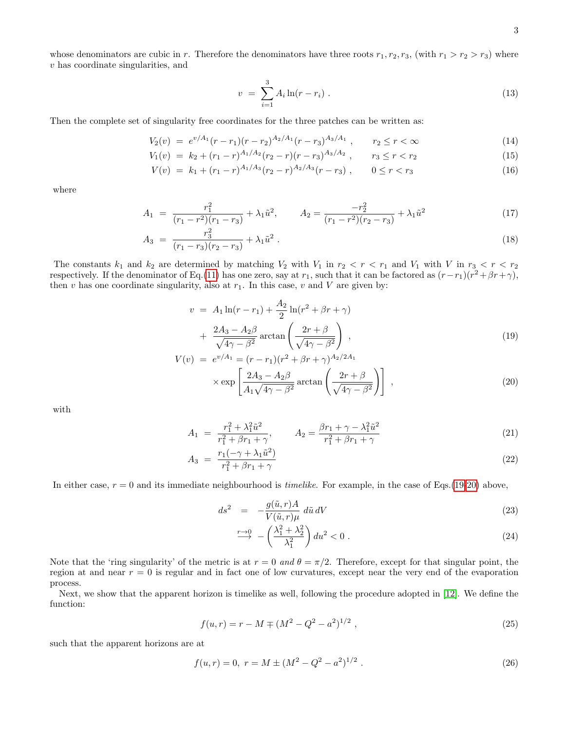whose denominators are cubic in $r$. Therefore the denominators have three roots $r_1, r_2, r_3$, (with $r_1 > r_2 > r_3$) where $v$ has coordinate singularities, and

$$v = \sum_{i=1}^{3} A_i \ln(r - r_i) . \tag{13}$$

Then the complete set of singularity free coordinates for the three patches can be written as:

$$V_2(v) = e^{v/A_1}(r - r_1)(r - r_2)^{A_2/A_1}(r - r_3)^{A_3/A_1} , \qquad r_2 \le r < \infty \tag{14}$$

$$V_1(v) = k_2 + (r_1 - r)^{A_1/A_2}(r_2 - r)(r - r_3)^{A_3/A_2} , \qquad r_3 \le r < r_2 \tag{15}$$

$$V(v) = k_1 + (r_1 - r)^{A_1/A_3}(r_2 - r)^{A_2/A_3}(r - r_3) , \qquad 0 \le r < r_3 \tag{16}$$

where

$$A_1 = \frac{r_1^2}{(r_1 - r^2)(r_1 - r_3)} + \lambda_1 \tilde{u}^2, \qquad A_2 = \frac{-r_2^2}{(r_1 - r^2)(r_2 - r_3)} + \lambda_1 \tilde{u}^2 \tag{17}$$

$$A_3 = \frac{r_3^2}{(r_1 - r_3)(r_2 - r_3)} + \lambda_1 \tilde{u}^2 . \tag{18}$$

The constants $k_1$ and $k_2$ are determined by matching $V_2$ with $V_1$ in $r_2 < r < r_1$ and $V_1$ with $V$ in $r_3 < r < r_2$ respectively. If the denominator of Eq.(11) has one zero, say at $r_1$, such that it can be factored as $(r - r_1)(r^2 + \beta r + \gamma)$, then $v$ has one coordinate singularity, also at $r_1$. In this case, $v$ and $V$ are given by:

$$\begin{aligned} v &= A_1 \ln(r - r_1) + \frac{A_2}{2} \ln(r^2 + \beta r + \gamma) \\ &+ \frac{2A_3 - A_2\beta}{\sqrt{4\gamma - \beta^2}} \arctan\left(\frac{2r + \beta}{\sqrt{4\gamma - \beta^2}}\right) , \end{aligned} \tag{19}$$

$$\begin{aligned} V(v) &= e^{v/A_1} = (r - r_1)(r^2 + \beta r + \gamma)^{A_2/2A_1} \\ &\times \exp\left[\frac{2A_3 - A_2\beta}{A_1\sqrt{4\gamma - \beta^2}} \arctan\left(\frac{2r + \beta}{\sqrt{4\gamma - \beta^2}}\right)\right] , \end{aligned} \tag{20}$$

with

$$A_1 = \frac{r_1^2 + \lambda_1^2 \tilde{u}^2}{r_1^2 + \beta r_1 + \gamma}, \qquad A_2 = \frac{\beta r_1 + \gamma - \lambda_1^2 \tilde{u}^2}{r_1^2 + \beta r_1 + \gamma} \tag{21}$$

$$A_3 = \frac{r_1(-\gamma + \lambda_1 \tilde{u}^2)}{r_1^2 + \beta r_1 + \gamma} \tag{22}$$

In either case, $r = 0$ and its immediate neighbourhood is *timelike*. For example, in the case of Eqs.(19-20) above,

$$ds^2 = -\frac{g(\tilde{u}, r)A}{V(\tilde{u}, r)\mu}\, d\tilde{u}\, dV \tag{23}$$

$$\xrightarrow{r \to 0} -\left(\frac{\lambda_1^2 + \lambda_2^2}{\lambda_1^2}\right) du^2 < 0 . \tag{24}$$

Note that the 'ring singularity' of the metric is at $r = 0$ *and* $\theta = \pi/2$. Therefore, except for that singular point, the region at and near $r = 0$ is regular and in fact one of low curvatures, except near the very end of the evaporation process.

Next, we show that the apparent horizon is timelike as well, following the procedure adopted in [12]. We define the function:

$$f(u, r) = r - M \mp (M^2 - Q^2 - a^2)^{1/2} , \tag{25}$$

such that the apparent horizons are at

$$f(u, r) = 0, \; r = M \pm (M^2 - Q^2 - a^2)^{1/2} . \tag{26}$$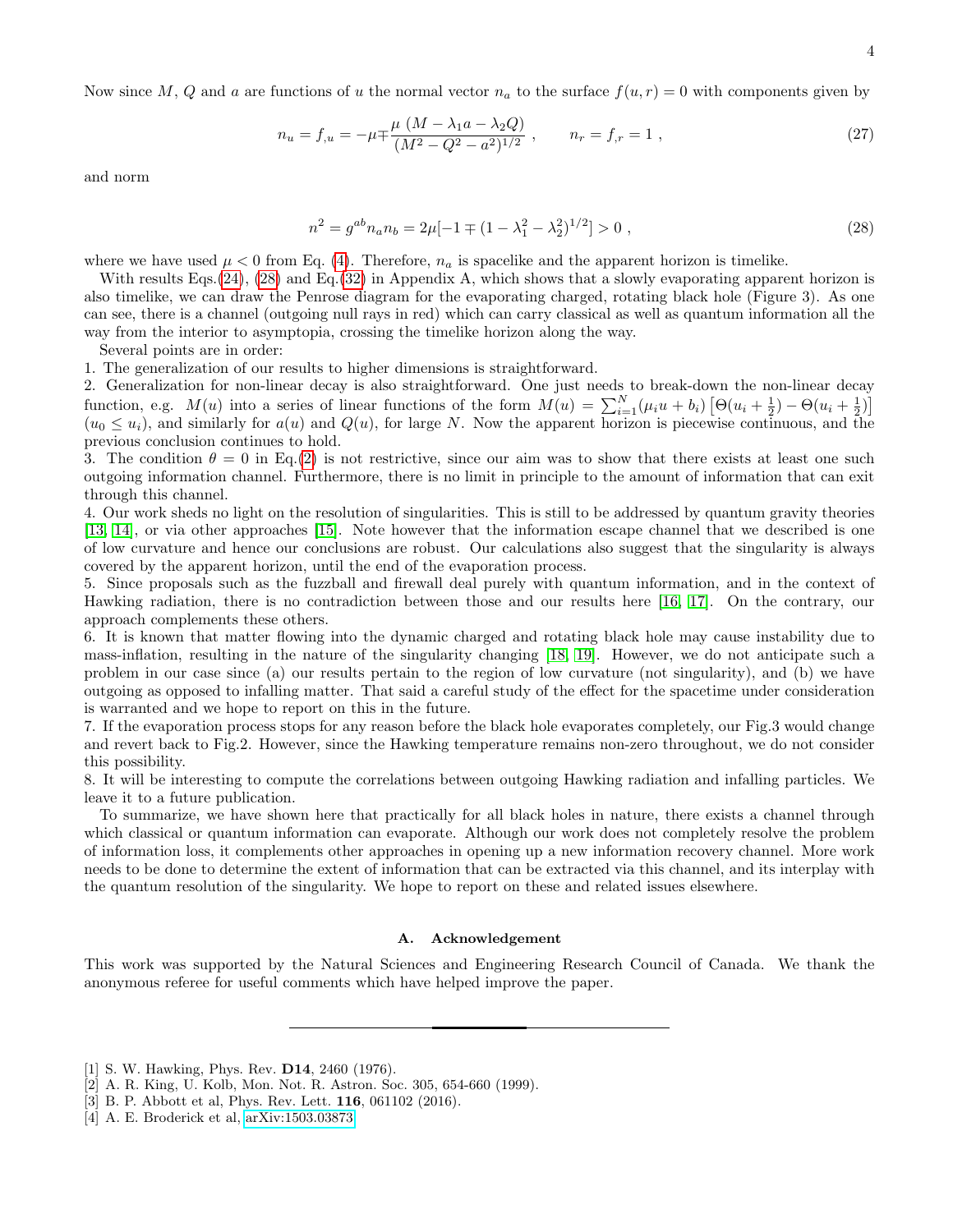Now since $M$, $Q$ and $a$ are functions of $u$ the normal vector $n_a$ to the surface $f(u,r) = 0$ with components given by

$$n_u = f_{,u} = -\mu \mp \frac{\mu\ (M - \lambda_1 a - \lambda_2 Q)}{(M^2 - Q^2 - a^2)^{1/2}} \ , \qquad n_r = f_{,r} = 1 \ , \tag{27}$$

and norm

$$n^2 = g^{ab} n_a n_b = 2\mu[-1 \mp (1 - \lambda_1^2 - \lambda_2^2)^{1/2}] > 0 \ , \tag{28}$$

where we have used $\mu < 0$ from Eq. (4). Therefore, $n_a$ is spacelike and the apparent horizon is timelike.

With results Eqs.(24), (28) and Eq.(32) in Appendix A, which shows that a slowly evaporating apparent horizon is also timelike, we can draw the Penrose diagram for the evaporating charged, rotating black hole (Figure 3). As one can see, there is a channel (outgoing null rays in red) which can carry classical as well as quantum information all the way from the interior to asymptopia, crossing the timelike horizon along the way.

Several points are in order:

1. The generalization of our results to higher dimensions is straightforward.
2. Generalization for non-linear decay is also straightforward. One just needs to break-down the non-linear decay function, e.g. $M(u)$ into a series of linear functions of the form $M(u) = \sum_{i=1}^{N} (\mu_i u + b_i) \left[\Theta(u_i + \frac{1}{2}) - \Theta(u_i + \frac{1}{2})\right]$ $(u_0 \leq u_i)$, and similarly for $a(u)$ and $Q(u)$, for large $N$. Now the apparent horizon is piecewise continuous, and the previous conclusion continues to hold.
3. The condition $\theta = 0$ in Eq.(2) is not restrictive, since our aim was to show that there exists at least one such outgoing information channel. Furthermore, there is no limit in principle to the amount of information that can exit through this channel.
4. Our work sheds no light on the resolution of singularities. This is still to be addressed by quantum gravity theories [13, 14], or via other approaches [15]. Note however that the information escape channel that we described is one of low curvature and hence our conclusions are robust. Our calculations also suggest that the singularity is always covered by the apparent horizon, until the end of the evaporation process.
5. Since proposals such as the fuzzball and firewall deal purely with quantum information, and in the context of Hawking radiation, there is no contradiction between those and our results here [16, 17]. On the contrary, our approach complements these others.
6. It is known that matter flowing into the dynamic charged and rotating black hole may cause instability due to mass-inflation, resulting in the nature of the singularity changing [18, 19]. However, we do not anticipate such a problem in our case since (a) our results pertain to the region of low curvature (not singularity), and (b) we have outgoing as opposed to infalling matter. That said a careful study of the effect for the spacetime under consideration is warranted and we hope to report on this in the future.
7. If the evaporation process stops for any reason before the black hole evaporates completely, our Fig.3 would change and revert back to Fig.2. However, since the Hawking temperature remains non-zero throughout, we do not consider this possibility.
8. It will be interesting to compute the correlations between outgoing Hawking radiation and infalling particles. We leave it to a future publication.

To summarize, we have shown here that practically for all black holes in nature, there exists a channel through which classical or quantum information can evaporate. Although our work does not completely resolve the problem of information loss, it complements other approaches in opening up a new information recovery channel. More work needs to be done to determine the extent of information that can be extracted via this channel, and its interplay with the quantum resolution of the singularity. We hope to report on these and related issues elsewhere.

### A. Acknowledgement

This work was supported by the Natural Sciences and Engineering Research Council of Canada. We thank the anonymous referee for useful comments which have helped improve the paper.

---

[1] S. W. Hawking, Phys. Rev. **D14**, 2460 (1976).
[2] A. R. King, U. Kolb, Mon. Not. R. Astron. Soc. 305, 654-660 (1999).
[3] B. P. Abbott et al, Phys. Rev. Lett. **116**, 061102 (2016).
[4] A. E. Broderick et al, arXiv:1503.03873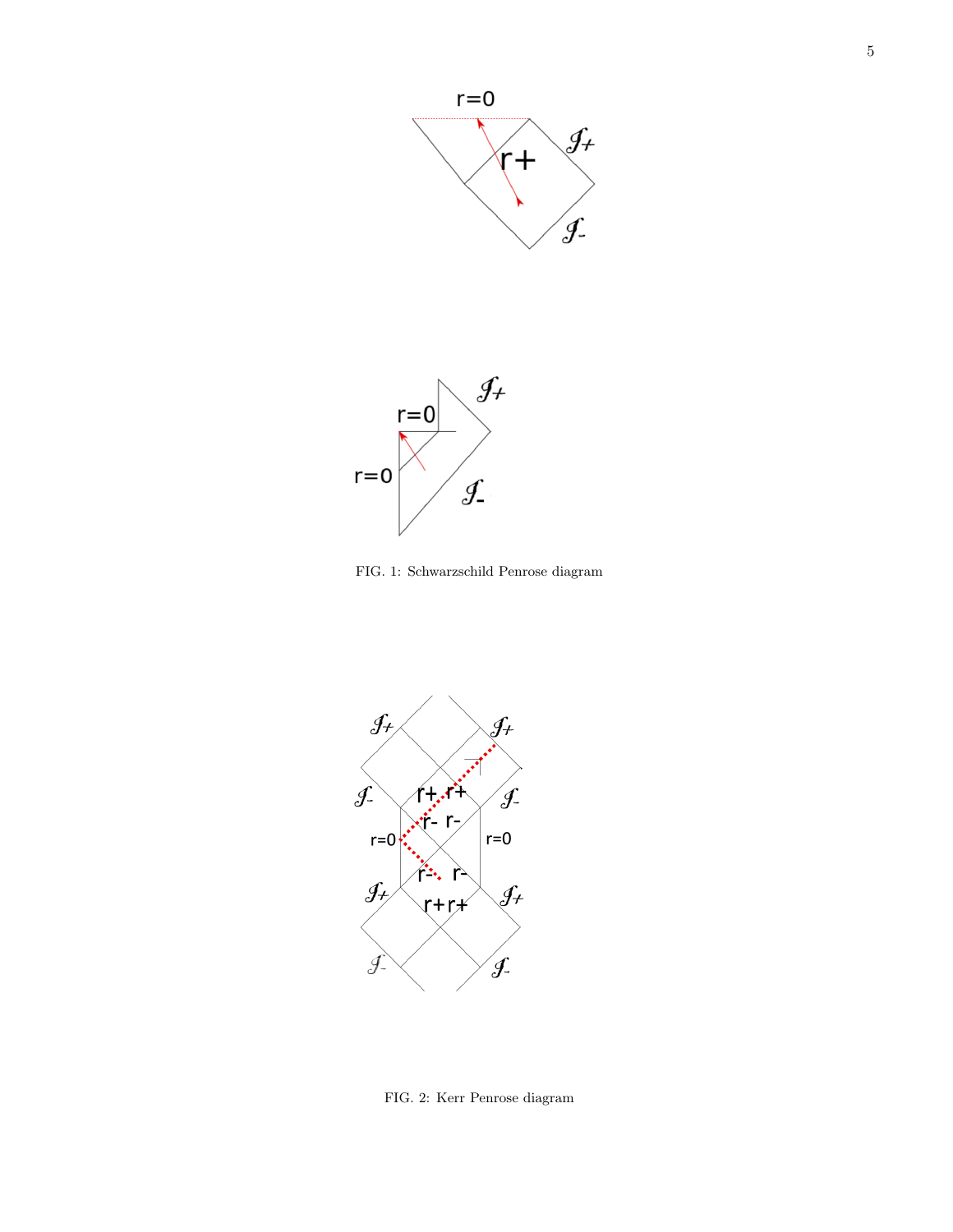FIG. 1: Schwarzschild Penrose diagram

FIG. 2: Kerr Penrose diagram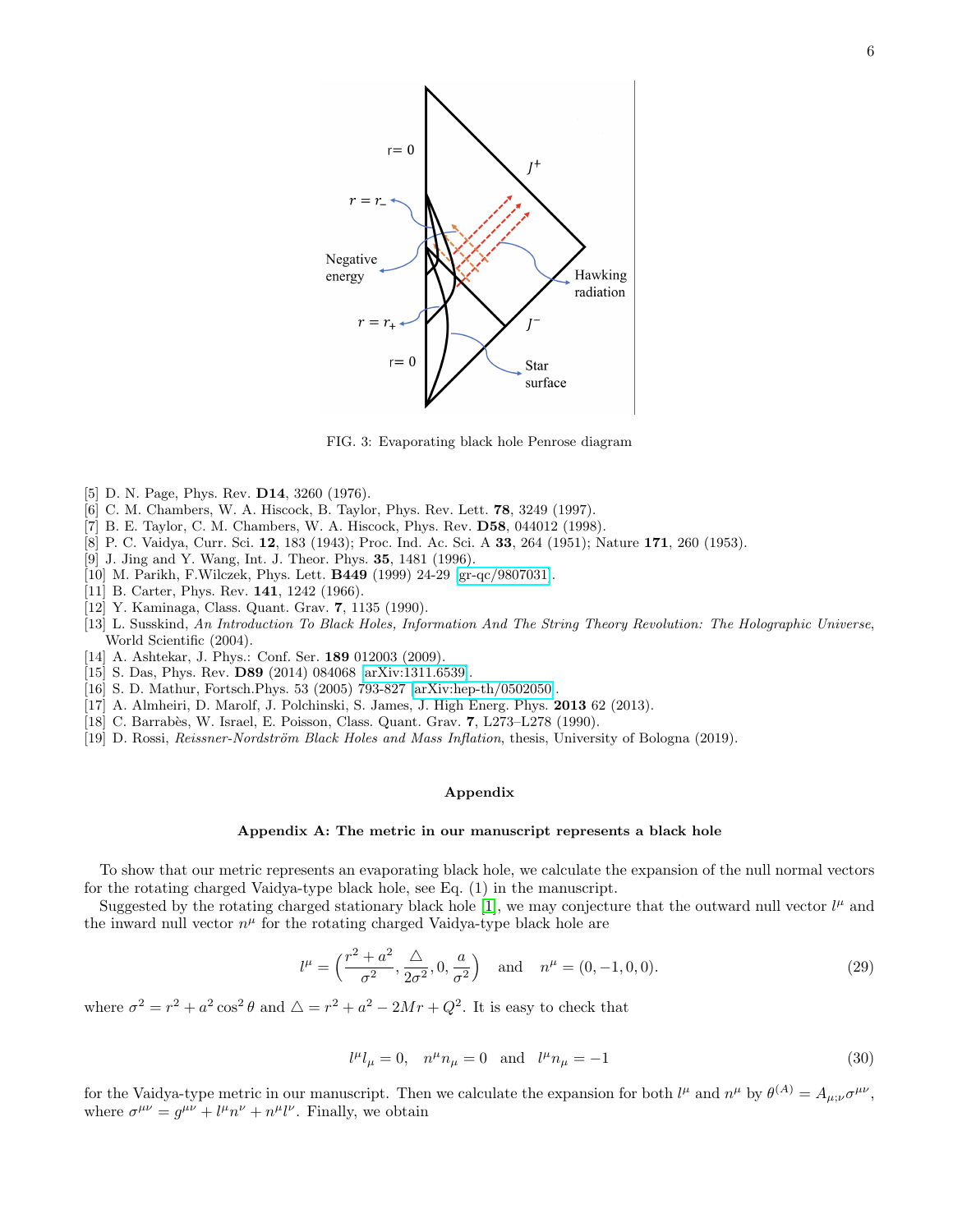FIG. 3: Evaporating black hole Penrose diagram

[5] D. N. Page, Phys. Rev. **D14**, 3260 (1976).
[6] C. M. Chambers, W. A. Hiscock, B. Taylor, Phys. Rev. Lett. **78**, 3249 (1997).
[7] B. E. Taylor, C. M. Chambers, W. A. Hiscock, Phys. Rev. **D58**, 044012 (1998).
[8] P. C. Vaidya, Curr. Sci. **12**, 183 (1943); Proc. Ind. Ac. Sci. A **33**, 264 (1951); Nature **171**, 260 (1953).
[9] J. Jing and Y. Wang, Int. J. Theor. Phys. **35**, 1481 (1996).
[10] M. Parikh, F.Wilczek, Phys. Lett. **B449** (1999) 24-29 [gr-qc/9807031].
[11] B. Carter, Phys. Rev. **141**, 1242 (1966).
[12] Y. Kaminaga, Class. Quant. Grav. **7**, 1135 (1990).
[13] L. Susskind, *An Introduction To Black Holes, Information And The String Theory Revolution: The Holographic Universe*, World Scientific (2004).
[14] A. Ashtekar, J. Phys.: Conf. Ser. **189** 012003 (2009).
[15] S. Das, Phys. Rev. **D89** (2014) 084068 [arXiv:1311.6539].
[16] S. D. Mathur, Fortsch.Phys. 53 (2005) 793-827 [arXiv:hep-th/0502050].
[17] A. Almheiri, D. Marolf, J. Polchinski, S. James, J. High Energ. Phys. **2013** 62 (2013).
[18] C. Barrabès, W. Israel, E. Poisson, Class. Quant. Grav. **7**, L273–L278 (1990).
[19] D. Rossi, *Reissner-Nordström Black Holes and Mass Inflation*, thesis, University of Bologna (2019).

## Appendix

### Appendix A: The metric in our manuscript represents a black hole

To show that our metric represents an evaporating black hole, we calculate the expansion of the null normal vectors for the rotating charged Vaidya-type black hole, see Eq. (1) in the manuscript.

Suggested by the rotating charged stationary black hole [1], we may conjecture that the outward null vector $l^\mu$ and the inward null vector $n^\mu$ for the rotating charged Vaidya-type black hole are

$$l^\mu = \Big(\frac{r^2+a^2}{\sigma^2}, \frac{\triangle}{2\sigma^2}, 0, \frac{a}{\sigma^2}\Big) \quad \text{and} \quad n^\mu = (0,-1,0,0). \tag{29}$$

where $\sigma^2 = r^2 + a^2\cos^2\theta$ and $\triangle = r^2 + a^2 - 2Mr + Q^2$. It is easy to check that

$$l^\mu l_\mu = 0, \quad n^\mu n_\mu = 0 \quad \text{and} \quad l^\mu n_\mu = -1 \tag{30}$$

for the Vaidya-type metric in our manuscript. Then we calculate the expansion for both $l^\mu$ and $n^\mu$ by $\theta^{(A)} = A_{\mu;\nu}\sigma^{\mu\nu}$, where $\sigma^{\mu\nu} = g^{\mu\nu} + l^\mu n^\nu + n^\mu l^\nu$. Finally, we obtain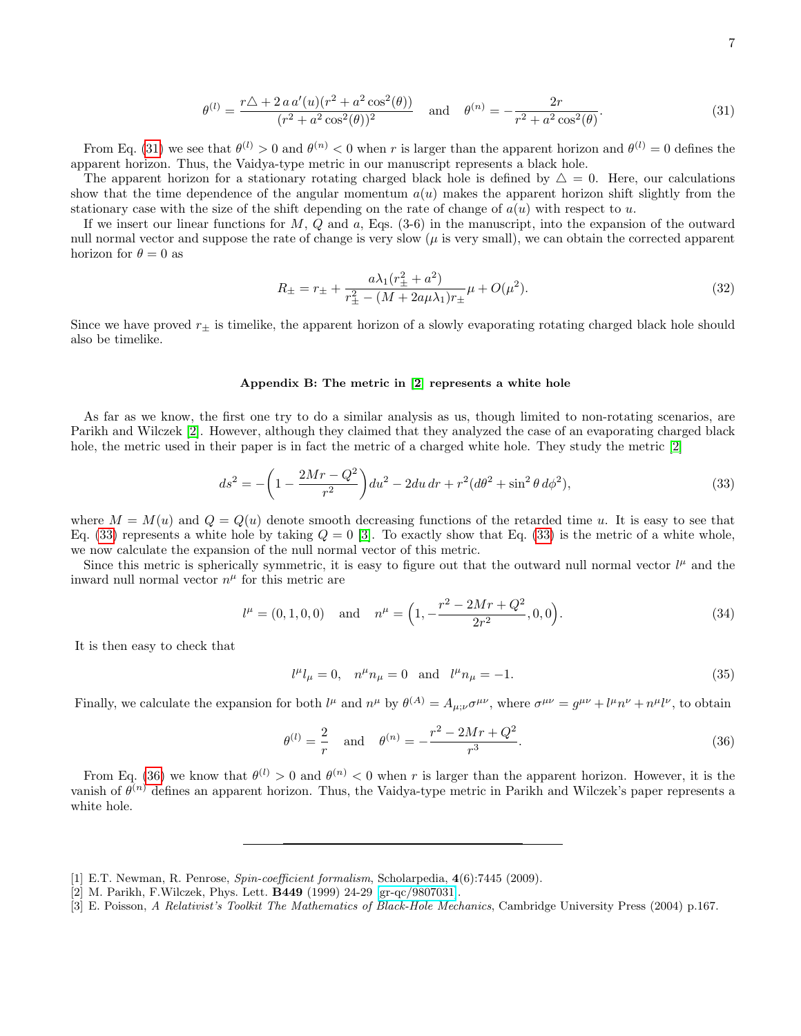$$\theta^{(l)} = \frac{r\triangle + 2\,a\,a'(u)(r^2 + a^2\cos^2(\theta))}{(r^2 + a^2\cos^2(\theta))^2} \quad \text{and} \quad \theta^{(n)} = -\frac{2r}{r^2 + a^2\cos^2(\theta)}. \tag{31}$$

From Eq. (31) we see that $\theta^{(l)} > 0$ and $\theta^{(n)} < 0$ when $r$ is larger than the apparent horizon and $\theta^{(l)} = 0$ defines the apparent horizon. Thus, the Vaidya-type metric in our manuscript represents a black hole.

The apparent horizon for a stationary rotating charged black hole is defined by $\triangle = 0$. Here, our calculations show that the time dependence of the angular momentum $a(u)$ makes the apparent horizon shift slightly from the stationary case with the size of the shift depending on the rate of change of $a(u)$ with respect to $u$.

If we insert our linear functions for $M$, $Q$ and $a$, Eqs. (3-6) in the manuscript, into the expansion of the outward null normal vector and suppose the rate of change is very slow ($\mu$ is very small), we can obtain the corrected apparent horizon for $\theta = 0$ as

$$R_\pm = r_\pm + \frac{a\lambda_1(r_\pm^2 + a^2)}{r_\pm^2 - (M + 2a\mu\lambda_1)r_\pm}\mu + O(\mu^2). \tag{32}$$

Since we have proved $r_\pm$ is timelike, the apparent horizon of a slowly evaporating rotating charged black hole should also be timelike.

## Appendix B: The metric in [2] represents a white hole

As far as we know, the first one try to do a similar analysis as us, though limited to non-rotating scenarios, are Parikh and Wilczek [2]. However, although they claimed that they analyzed the case of an evaporating charged black hole, the metric used in their paper is in fact the metric of a charged white hole. They study the metric [2]

$$ds^2 = -\left(1 - \frac{2Mr - Q^2}{r^2}\right)du^2 - 2du\,dr + r^2(d\theta^2 + \sin^2\theta\,d\phi^2), \tag{33}$$

where $M = M(u)$ and $Q = Q(u)$ denote smooth decreasing functions of the retarded time $u$. It is easy to see that Eq. (33) represents a white hole by taking $Q = 0$ [3]. To exactly show that Eq. (33) is the metric of a white whole, we now calculate the expansion of the null normal vector of this metric.

Since this metric is spherically symmetric, it is easy to figure out that the outward null normal vector $l^\mu$ and the inward null normal vector $n^\mu$ for this metric are

$$l^\mu = (0, 1, 0, 0) \quad \text{and} \quad n^\mu = \left(1, -\frac{r^2 - 2Mr + Q^2}{2r^2}, 0, 0\right). \tag{34}$$

It is then easy to check that

$$l^\mu l_\mu = 0, \quad n^\mu n_\mu = 0 \quad \text{and} \quad l^\mu n_\mu = -1. \tag{35}$$

Finally, we calculate the expansion for both $l^\mu$ and $n^\mu$ by $\theta^{(A)} = A_{\mu;\nu}\sigma^{\mu\nu}$, where $\sigma^{\mu\nu} = g^{\mu\nu} + l^\mu n^\nu + n^\mu l^\nu$, to obtain

$$\theta^{(l)} = \frac{2}{r} \quad \text{and} \quad \theta^{(n)} = -\frac{r^2 - 2Mr + Q^2}{r^3}. \tag{36}$$

From Eq. (36) we know that $\theta^{(l)} > 0$ and $\theta^{(n)} < 0$ when $r$ is larger than the apparent horizon. However, it is the vanish of $\theta^{(n)}$ defines an apparent horizon. Thus, the Vaidya-type metric in Parikh and Wilczek's paper represents a white hole.

---

[1] E.T. Newman, R. Penrose, *Spin-coefficient formalism*, Scholarpedia, **4**(6):7445 (2009).

[2] M. Parikh, F.Wilczek, Phys. Lett. **B449** (1999) 24-29 [gr-qc/9807031].

[3] E. Poisson, *A Relativist's Toolkit The Mathematics of Black-Hole Mechanics*, Cambridge University Press (2004) p.167.